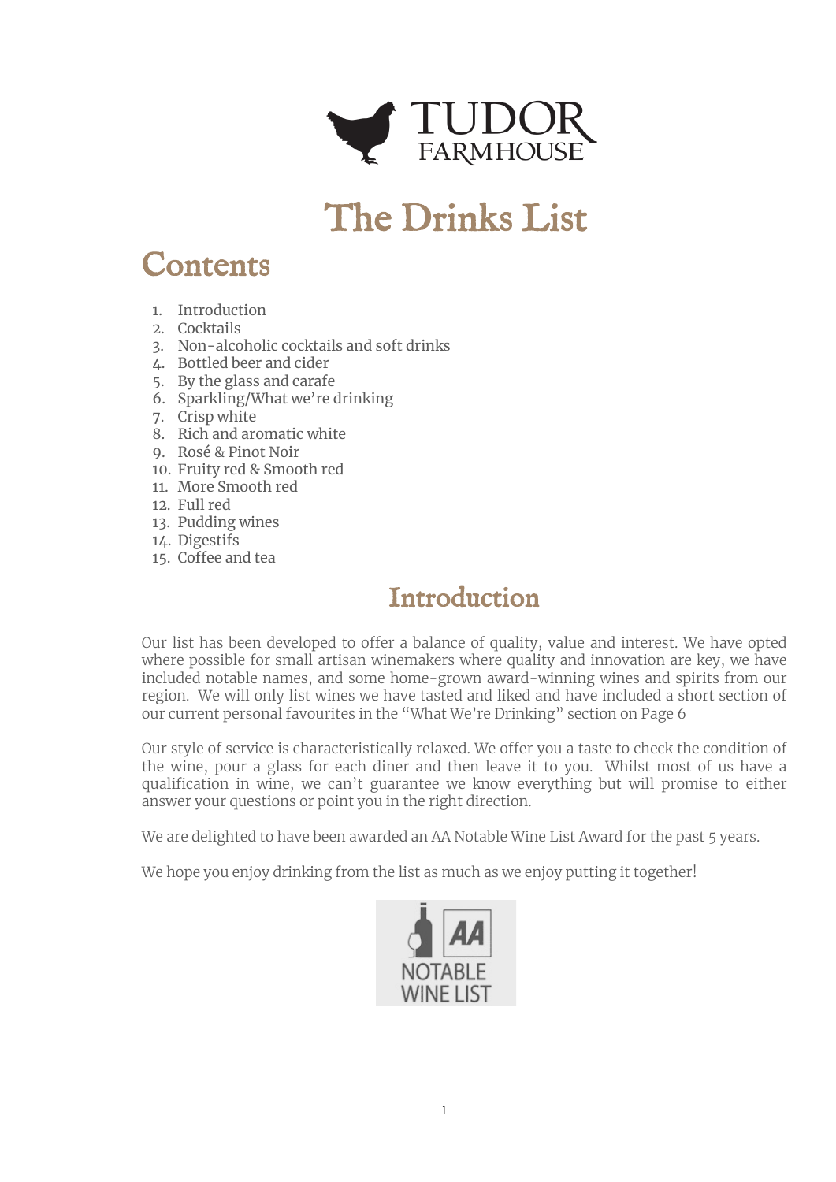# TUDOR FARMHOUSE

# The Drinks List

## Contents

1. Introduction
2. Cocktails
3. Non-alcoholic cocktails and soft drinks
4. Bottled beer and cider
5. By the glass and carafe
6. Sparkling/What we're drinking
7. Crisp white
8. Rich and aromatic white
9. Rosé & Pinot Noir
10. Fruity red & Smooth red
11. More Smooth red
12. Full red
13. Pudding wines
14. Digestifs
15. Coffee and tea

## Introduction

Our list has been developed to offer a balance of quality, value and interest. We have opted where possible for small artisan winemakers where quality and innovation are key, we have included notable names, and some home-grown award-winning wines and spirits from our region. We will only list wines we have tasted and liked and have included a short section of our current personal favourites in the "What We're Drinking" section on Page 6

Our style of service is characteristically relaxed. We offer you a taste to check the condition of the wine, pour a glass for each diner and then leave it to you. Whilst most of us have a qualification in wine, we can't guarantee we know everything but will promise to either answer your questions or point you in the right direction.

We are delighted to have been awarded an AA Notable Wine List Award for the past 5 years.

We hope you enjoy drinking from the list as much as we enjoy putting it together!

AA NOTABLE WINE LIST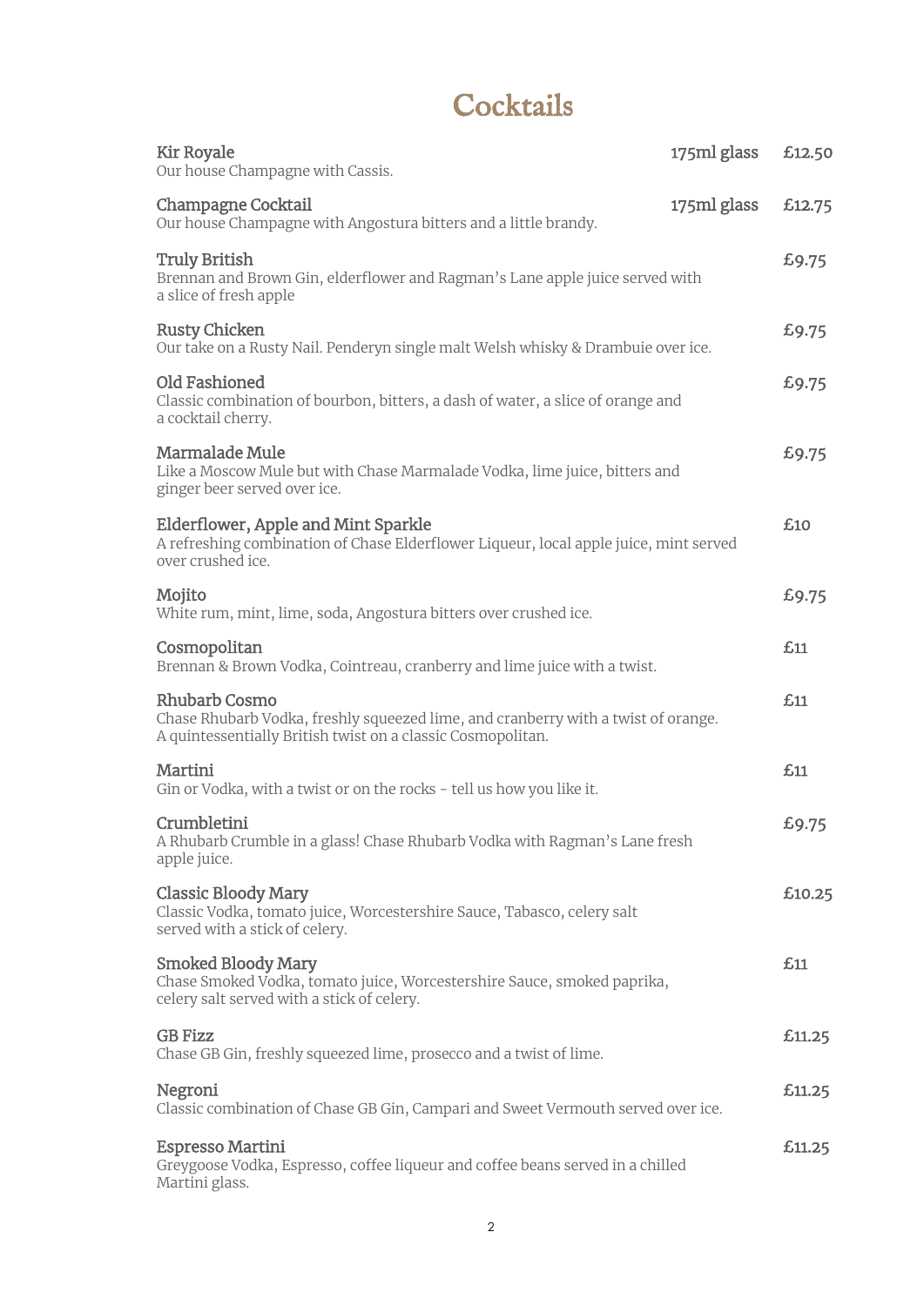# Cocktails

**Kir Royale** — 175ml glass — £12.50
Our house Champagne with Cassis.

**Champagne Cocktail** — 175ml glass — £12.75
Our house Champagne with Angostura bitters and a little brandy.

**Truly British** — £9.75
Brennan and Brown Gin, elderflower and Ragman's Lane apple juice served with a slice of fresh apple

**Rusty Chicken** — £9.75
Our take on a Rusty Nail. Penderyn single malt Welsh whisky & Drambuie over ice.

**Old Fashioned** — £9.75
Classic combination of bourbon, bitters, a dash of water, a slice of orange and a cocktail cherry.

**Marmalade Mule** — £9.75
Like a Moscow Mule but with Chase Marmalade Vodka, lime juice, bitters and ginger beer served over ice.

**Elderflower, Apple and Mint Sparkle** — £10
A refreshing combination of Chase Elderflower Liqueur, local apple juice, mint served over crushed ice.

**Mojito** — £9.75
White rum, mint, lime, soda, Angostura bitters over crushed ice.

**Cosmopolitan** — £11
Brennan & Brown Vodka, Cointreau, cranberry and lime juice with a twist.

**Rhubarb Cosmo** — £11
Chase Rhubarb Vodka, freshly squeezed lime, and cranberry with a twist of orange. A quintessentially British twist on a classic Cosmopolitan.

**Martini** — £11
Gin or Vodka, with a twist or on the rocks - tell us how you like it.

**Crumbletini** — £9.75
A Rhubarb Crumble in a glass! Chase Rhubarb Vodka with Ragman's Lane fresh apple juice.

**Classic Bloody Mary** — £10.25
Classic Vodka, tomato juice, Worcestershire Sauce, Tabasco, celery salt served with a stick of celery.

**Smoked Bloody Mary** — £11
Chase Smoked Vodka, tomato juice, Worcestershire Sauce, smoked paprika, celery salt served with a stick of celery.

**GB Fizz** — £11.25
Chase GB Gin, freshly squeezed lime, prosecco and a twist of lime.

**Negroni** — £11.25
Classic combination of Chase GB Gin, Campari and Sweet Vermouth served over ice.

**Espresso Martini** — £11.25
Greygoose Vodka, Espresso, coffee liqueur and coffee beans served in a chilled Martini glass.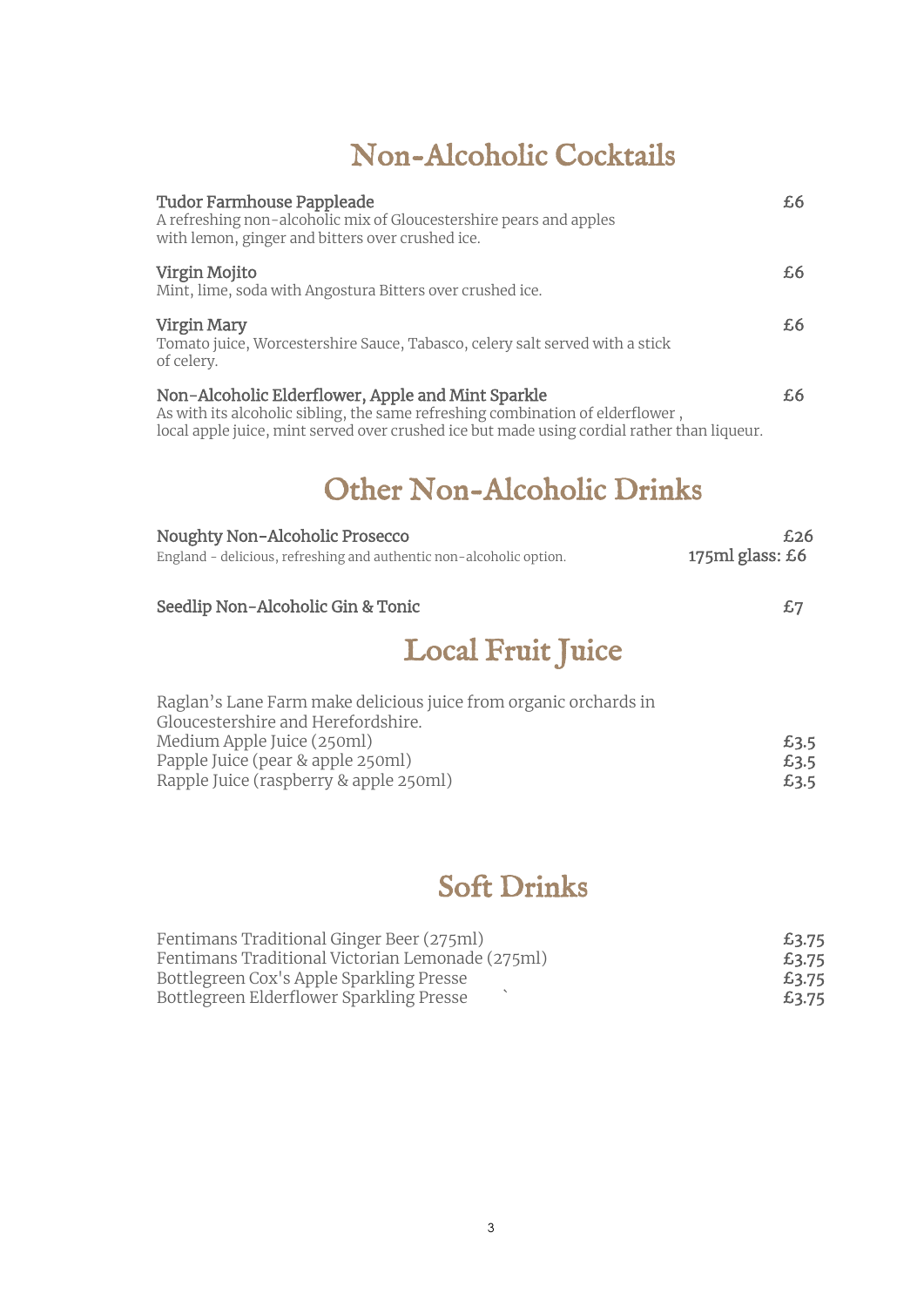# Non-Alcoholic Cocktails

**Tudor Farmhouse Pappleade** — **£6**
A refreshing non-alcoholic mix of Gloucestershire pears and apples with lemon, ginger and bitters over crushed ice.

**Virgin Mojito** — **£6**
Mint, lime, soda with Angostura Bitters over crushed ice.

**Virgin Mary** — **£6**
Tomato juice, Worcestershire Sauce, Tabasco, celery salt served with a stick of celery.

**Non-Alcoholic Elderflower, Apple and Mint Sparkle** — **£6**
As with its alcoholic sibling, the same refreshing combination of elderflower, local apple juice, mint served over crushed ice but made using cordial rather than liqueur.

# Other Non-Alcoholic Drinks

**Noughty Non-Alcoholic Prosecco** — **£26**, **175ml glass: £6**
England - delicious, refreshing and authentic non-alcoholic option.

**Seedlip Non-Alcoholic Gin & Tonic** — **£7**

# Local Fruit Juice

Raglan's Lane Farm make delicious juice from organic orchards in Gloucestershire and Herefordshire.

| Item | Price |
|---|---|
| Medium Apple Juice (250ml) | **£3.5** |
| Papple Juice (pear & apple 250ml) | **£3.5** |
| Rapple Juice (raspberry & apple 250ml) | **£3.5** |

# Soft Drinks

| Item | Price |
|---|---|
| Fentimans Traditional Ginger Beer (275ml) | **£3.75** |
| Fentimans Traditional Victorian Lemonade (275ml) | **£3.75** |
| Bottlegreen Cox's Apple Sparkling Presse | **£3.75** |
| Bottlegreen Elderflower Sparkling Presse | **£3.75** |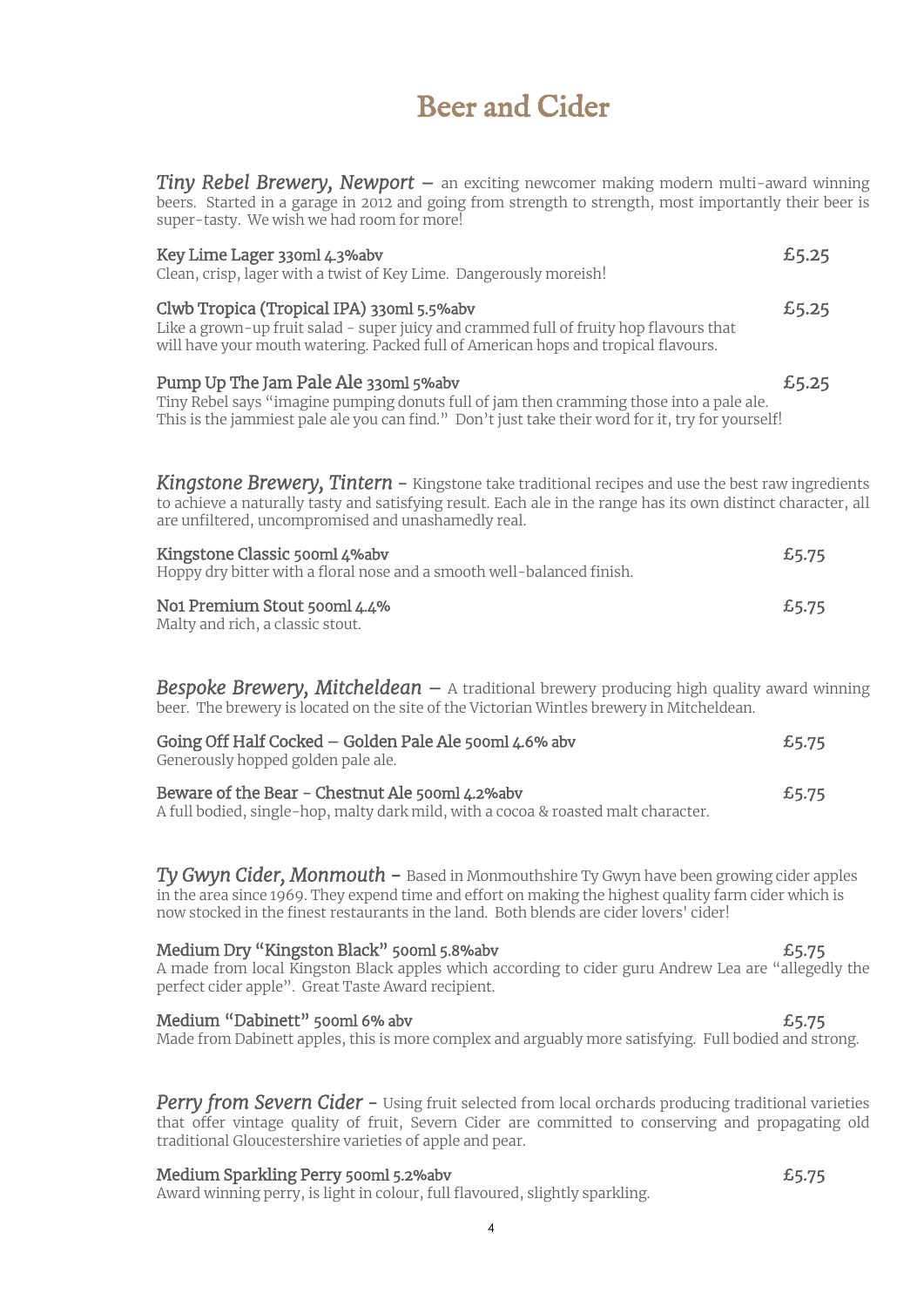# Beer and Cider

***Tiny Rebel Brewery, Newport*** – an exciting newcomer making modern multi-award winning beers. Started in a garage in 2012 and going from strength to strength, most importantly their beer is super-tasty. We wish we had room for more!

**Key Lime Lager** 330ml 4.3%abv — **£5.25**
Clean, crisp, lager with a twist of Key Lime. Dangerously moreish!

**Clwb Tropica (Tropical IPA)** 330ml 5.5%abv — **£5.25**
Like a grown-up fruit salad - super juicy and crammed full of fruity hop flavours that will have your mouth watering. Packed full of American hops and tropical flavours.

**Pump Up The Jam Pale Ale** 330ml 5%abv — **£5.25**
Tiny Rebel says "imagine pumping donuts full of jam then cramming those into a pale ale. This is the jammiest pale ale you can find." Don't just take their word for it, try for yourself!

***Kingstone Brewery, Tintern*** – Kingstone take traditional recipes and use the best raw ingredients to achieve a naturally tasty and satisfying result. Each ale in the range has its own distinct character, all are unfiltered, uncompromised and unashamedly real.

**Kingstone Classic** 500ml 4%abv — **£5.75**
Hoppy dry bitter with a floral nose and a smooth well-balanced finish.

**No1 Premium Stout** 500ml 4.4% — **£5.75**
Malty and rich, a classic stout.

***Bespoke Brewery, Mitcheldean*** – A traditional brewery producing high quality award winning beer. The brewery is located on the site of the Victorian Wintles brewery in Mitcheldean.

**Going Off Half Cocked – Golden Pale Ale** 500ml 4.6% abv — **£5.75**
Generously hopped golden pale ale.

**Beware of the Bear - Chestnut Ale** 500ml 4.2%abv — **£5.75**
A full bodied, single-hop, malty dark mild, with a cocoa & roasted malt character.

***Ty Gwyn Cider, Monmouth*** – Based in Monmouthshire Ty Gwyn have been growing cider apples in the area since 1969. They expend time and effort on making the highest quality farm cider which is now stocked in the finest restaurants in the land. Both blends are cider lovers' cider!

**Medium Dry "Kingston Black"** 500ml 5.8%abv — **£5.75**
A made from local Kingston Black apples which according to cider guru Andrew Lea are "allegedly the perfect cider apple". Great Taste Award recipient.

**Medium "Dabinett"** 500ml 6% abv — **£5.75**
Made from Dabinett apples, this is more complex and arguably more satisfying. Full bodied and strong.

***Perry from Severn Cider*** – Using fruit selected from local orchards producing traditional varieties that offer vintage quality of fruit, Severn Cider are committed to conserving and propagating old traditional Gloucestershire varieties of apple and pear.

**Medium Sparkling Perry** 500ml 5.2%abv — **£5.75**
Award winning perry, is light in colour, full flavoured, slightly sparkling.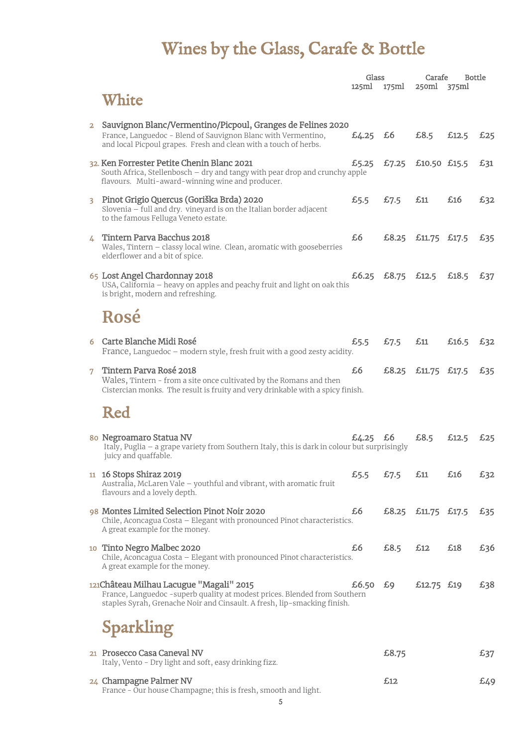# Wines by the Glass, Carafe & Bottle

| | | Glass 125ml | 175ml | Carafe 250ml | 375ml | Bottle |
|---|---|---|---|---|---|---|

## White

| No. | Wine | 125ml | 175ml | 250ml | 375ml | Bottle |
|---|---|---|---|---|---|---|
| 2 | **Sauvignon Blanc/Vermentino/Picpoul, Granges de Felines 2020**<br>France, Languedoc - Blend of Sauvignon Blanc with Vermentino, and local Picpoul grapes. Fresh and clean with a touch of herbs. | £4.25 | £6 | £8.5 | £12.5 | £25 |
| 32. | **Ken Forrester Petite Chenin Blanc 2021**<br>South Africa, Stellenbosch – dry and tangy with pear drop and crunchy apple flavours. Multi-award-winning wine and producer. | £5.25 | £7.25 | £10.50 | £15.5 | £31 |
| 3 | **Pinot Grigio Quercus (Goriška Brda) 2020**<br>Slovenia – full and dry. vineyard is on the Italian border adjacent to the famous Felluga Veneto estate. | £5.5 | £7.5 | £11 | £16 | £32 |
| 4 | **Tintern Parva Bacchus 2018**<br>Wales, Tintern – classy local wine. Clean, aromatic with gooseberries elderflower and a bit of spice. | £6 | £8.25 | £11.75 | £17.5 | £35 |
| 65 | **Lost Angel Chardonnay 2018**<br>USA, California – heavy on apples and peachy fruit and light on oak this is bright, modern and refreshing. | £6.25 | £8.75 | £12.5 | £18.5 | £37 |

## Rosé

| No. | Wine | 125ml | 175ml | 250ml | 375ml | Bottle |
|---|---|---|---|---|---|---|
| 6 | **Carte Blanche Midi Rosé**<br>France, Languedoc – modern style, fresh fruit with a good zesty acidity. | £5.5 | £7.5 | £11 | £16.5 | £32 |
| 7 | **Tintern Parva Rosé 2018**<br>Wales, Tintern - from a site once cultivated by the Romans and then Cistercian monks. The result is fruity and very drinkable with a spicy finish. | £6 | £8.25 | £11.75 | £17.5 | £35 |

## Red

| No. | Wine | 125ml | 175ml | 250ml | 375ml | Bottle |
|---|---|---|---|---|---|---|
| 80 | **Negroamaro Statua NV**<br>Italy, Puglia – a grape variety from Southern Italy, this is dark in colour but surprisingly juicy and quaffable. | £4.25 | £6 | £8.5 | £12.5 | £25 |
| 11 | **16 Stops Shiraz 2019**<br>Australia, McLaren Vale – youthful and vibrant, with aromatic fruit flavours and a lovely depth. | £5.5 | £7.5 | £11 | £16 | £32 |
| 98 | **Montes Limited Selection Pinot Noir 2020**<br>Chile, Aconcagua Costa – Elegant with pronounced Pinot characteristics. A great example for the money. | £6 | £8.25 | £11.75 | £17.5 | £35 |
| 10 | **Tinto Negro Malbec 2020**<br>Chile, Aconcagua Costa – Elegant with pronounced Pinot characteristics. A great example for the money. | £6 | £8.5 | £12 | £18 | £36 |
| 121 | **Château Milhau Lacugue "Magali" 2015**<br>France, Languedoc -superb quality at modest prices. Blended from Southern staples Syrah, Grenache Noir and Cinsault. A fresh, lip-smacking finish. | £6.50 | £9 | £12.75 | £19 | £38 |

## Sparkling

| No. | Wine | 125ml | 175ml | 250ml | 375ml | Bottle |
|---|---|---|---|---|---|---|
| 21 | **Prosecco Casa Caneval NV**<br>Italy, Vento - Dry light and soft, easy drinking fizz. | | £8.75 | | | £37 |
| 24 | **Champagne Palmer NV**<br>France - Our house Champagne; this is fresh, smooth and light. | | £12 | | | £49 |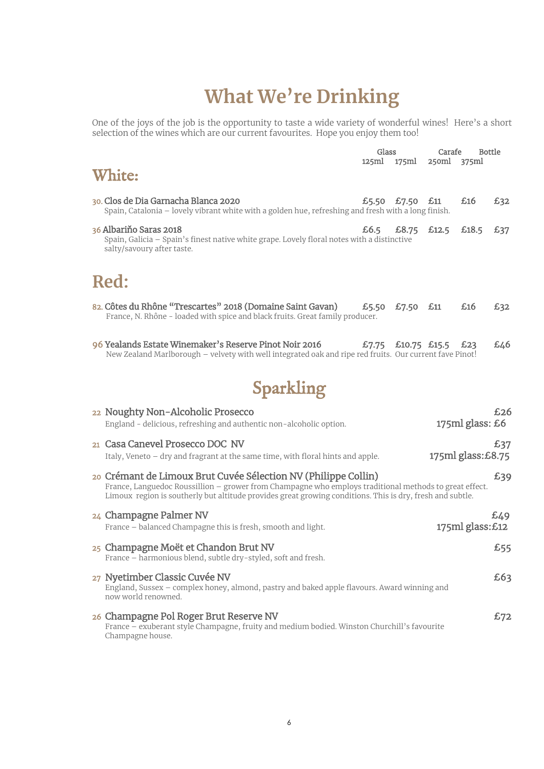# What We're Drinking

One of the joys of the job is the opportunity to taste a wide variety of wonderful wines! Here's a short selection of the wines which are our current favourites. Hope you enjoy them too!

## White:

| | Glass 125ml | Glass 175ml | Carafe 250ml | Carafe 375ml | Bottle |
|---|---|---|---|---|---|
| 30. Clos de Dia Garnacha Blanca 2020<br>Spain, Catalonia – lovely vibrant white with a golden hue, refreshing and fresh with a long finish. | £5.50 | £7.50 | £11 | £16 | £32 |
| 36 Albariño Saras 2018<br>Spain, Galicia – Spain's finest native white grape. Lovely floral notes with a distinctive salty/savoury after taste. | £6.5 | £8.75 | £12.5 | £18.5 | £37 |

## Red:

| | Glass 125ml | Glass 175ml | Carafe 250ml | Carafe 375ml | Bottle |
|---|---|---|---|---|---|
| 82. Côtes du Rhône "Trescartes" 2018 (Domaine Saint Gavan)<br>France, N. Rhône - loaded with spice and black fruits. Great family producer. | £5.50 | £7.50 | £11 | £16 | £32 |
| 96 Yealands Estate Winemaker's Reserve Pinot Noir 2016<br>New Zealand Marlborough – velvety with well integrated oak and ripe red fruits. Our current fave Pinot! | £7.75 | £10.75 | £15.5 | £23 | £46 |

## Sparkling

**22 Noughty Non-Alcoholic Prosecco** — £26
England - delicious, refreshing and authentic non-alcoholic option. 175ml glass: £6

**21 Casa Canevel Prosecco DOC NV** — £37
Italy, Veneto – dry and fragrant at the same time, with floral hints and apple. 175ml glass: £8.75

**20 Crémant de Limoux Brut Cuvée Sélection NV (Philippe Collin)** — £39
France, Languedoc Roussillion – grower from Champagne who employs traditional methods to great effect. Limoux region is southerly but altitude provides great growing conditions. This is dry, fresh and subtle.

**24 Champagne Palmer NV** — £49
France – balanced Champagne this is fresh, smooth and light. 175ml glass: £12

**25 Champagne Moët et Chandon Brut NV** — £55
France – harmonious blend, subtle dry-styled, soft and fresh.

**27 Nyetimber Classic Cuvée NV** — £63
England, Sussex – complex honey, almond, pastry and baked apple flavours. Award winning and now world renowned.

**26 Champagne Pol Roger Brut Reserve NV** — £72
France – exuberant style Champagne, fruity and medium bodied. Winston Churchill's favourite Champagne house.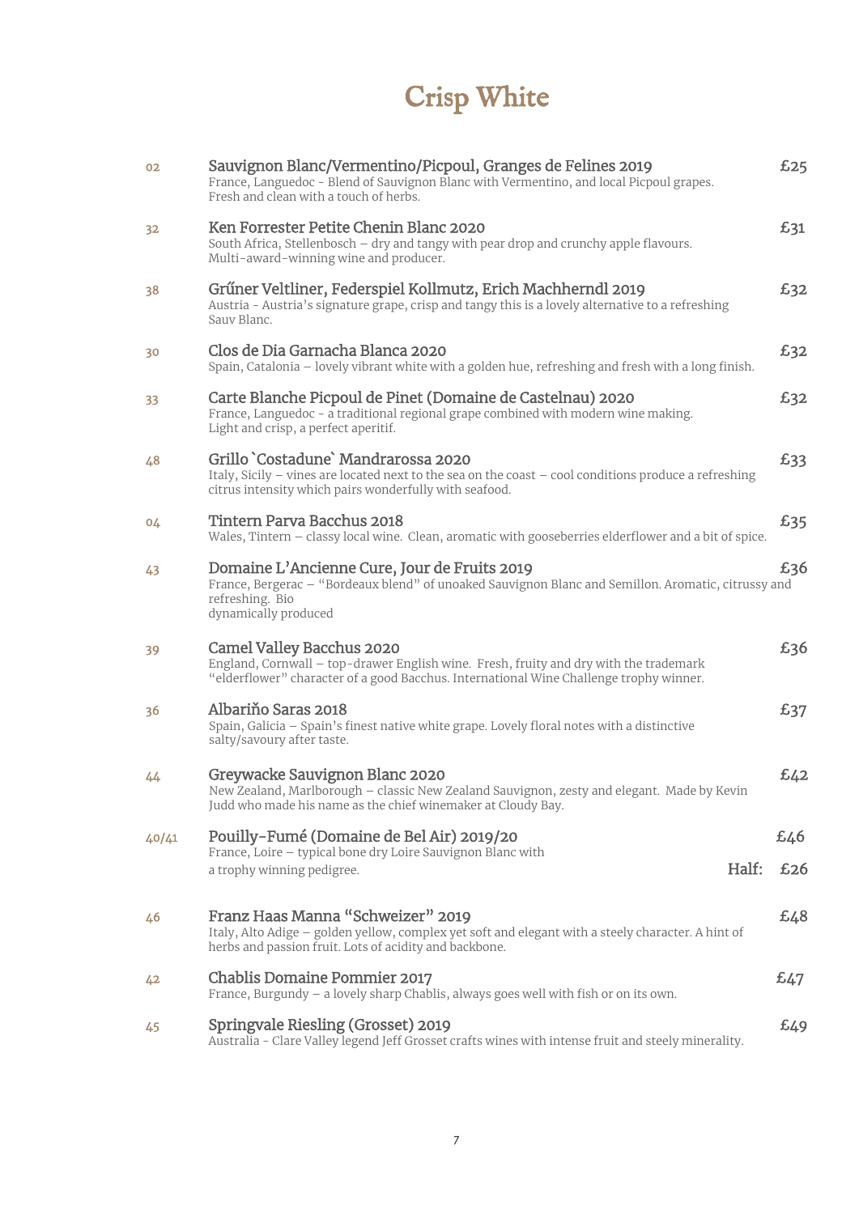# Crisp White

| No. | Wine | Price |
|---|---|---|
| 02 | **Sauvignon Blanc/Vermentino/Picpoul, Granges de Felines 2019**<br>France, Languedoc - Blend of Sauvignon Blanc with Vermentino, and local Picpoul grapes. Fresh and clean with a touch of herbs. | £25 |
| 32 | **Ken Forrester Petite Chenin Blanc 2020**<br>South Africa, Stellenbosch – dry and tangy with pear drop and crunchy apple flavours. Multi-award-winning wine and producer. | £31 |
| 38 | **Grűner Veltliner, Federspiel Kollmutz, Erich Machherndl 2019**<br>Austria - Austria's signature grape, crisp and tangy this is a lovely alternative to a refreshing Sauv Blanc. | £32 |
| 30 | **Clos de Dia Garnacha Blanca 2020**<br>Spain, Catalonia – lovely vibrant white with a golden hue, refreshing and fresh with a long finish. | £32 |
| 33 | **Carte Blanche Picpoul de Pinet (Domaine de Castelnau) 2020**<br>France, Languedoc - a traditional regional grape combined with modern wine making. Light and crisp, a perfect aperitif. | £32 |
| 48 | **Grillo `Costadune` Mandrarossa 2020**<br>Italy, Sicily – vines are located next to the sea on the coast – cool conditions produce a refreshing citrus intensity which pairs wonderfully with seafood. | £33 |
| 04 | **Tintern Parva Bacchus 2018**<br>Wales, Tintern – classy local wine. Clean, aromatic with gooseberries elderflower and a bit of spice. | £35 |
| 43 | **Domaine L'Ancienne Cure, Jour de Fruits 2019**<br>France, Bergerac – "Bordeaux blend" of unoaked Sauvignon Blanc and Semillon. Aromatic, citrussy and refreshing. Bio dynamically produced | £36 |
| 39 | **Camel Valley Bacchus 2020**<br>England, Cornwall – top-drawer English wine. Fresh, fruity and dry with the trademark "elderflower" character of a good Bacchus. International Wine Challenge trophy winner. | £36 |
| 36 | **Albariño Saras 2018**<br>Spain, Galicia – Spain's finest native white grape. Lovely floral notes with a distinctive salty/savoury after taste. | £37 |
| 44 | **Greywacke Sauvignon Blanc 2020**<br>New Zealand, Marlborough – classic New Zealand Sauvignon, zesty and elegant. Made by Kevin Judd who made his name as the chief winemaker at Cloudy Bay. | £42 |
| 40/41 | **Pouilly-Fumé (Domaine de Bel Air) 2019/20**<br>France, Loire – typical bone dry Loire Sauvignon Blanc with a trophy winning pedigree. | £46<br>Half: £26 |
| 46 | **Franz Haas Manna "Schweizer" 2019**<br>Italy, Alto Adige – golden yellow, complex yet soft and elegant with a steely character. A hint of herbs and passion fruit. Lots of acidity and backbone. | £48 |
| 42 | **Chablis Domaine Pommier 2017**<br>France, Burgundy – a lovely sharp Chablis, always goes well with fish or on its own. | £47 |
| 45 | **Springvale Riesling (Grosset) 2019**<br>Australia - Clare Valley legend Jeff Grosset crafts wines with intense fruit and steely minerality. | £49 |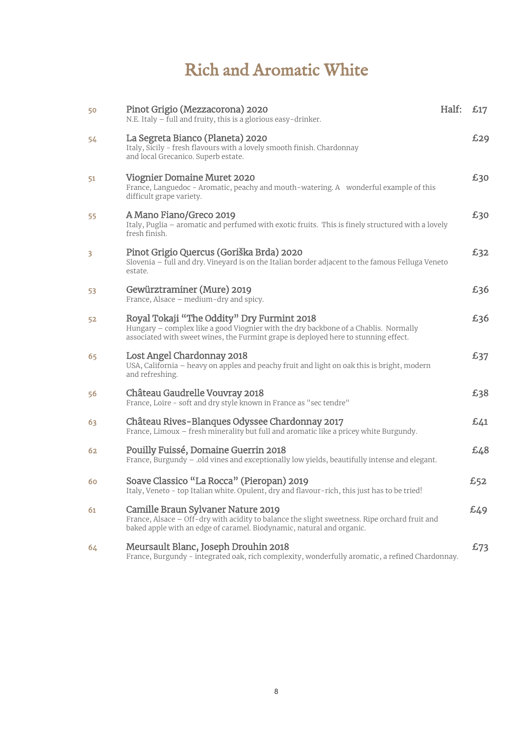# Rich and Aromatic White

| | | |
|---|---|---|
| 50 | **Pinot Grigio (Mezzacorona) 2020**<br>N.E. Italy – full and fruity, this is a glorious easy-drinker. | Half: £17 |
| 54 | **La Segreta Bianco (Planeta) 2020**<br>Italy, Sicily - fresh flavours with a lovely smooth finish. Chardonnay and local Grecanico. Superb estate. | £29 |
| 51 | **Viognier Domaine Muret 2020**<br>France, Languedoc - Aromatic, peachy and mouth-watering. A wonderful example of this difficult grape variety. | £30 |
| 55 | **A Mano Fiano/Greco 2019**<br>Italy, Puglia – aromatic and perfumed with exotic fruits. This is finely structured with a lovely fresh finish. | £30 |
| 3 | **Pinot Grigio Quercus (Goriška Brda) 2020**<br>Slovenia – full and dry. Vineyard is on the Italian border adjacent to the famous Felluga Veneto estate. | £32 |
| 53 | **Gewürztraminer (Mure) 2019**<br>France, Alsace – medium-dry and spicy. | £36 |
| 52 | **Royal Tokaji "The Oddity" Dry Furmint 2018**<br>Hungary – complex like a good Viognier with the dry backbone of a Chablis. Normally associated with sweet wines, the Furmint grape is deployed here to stunning effect. | £36 |
| 65 | **Lost Angel Chardonnay 2018**<br>USA, California – heavy on apples and peachy fruit and light on oak this is bright, modern and refreshing. | £37 |
| 56 | **Château Gaudrelle Vouvray 2018**<br>France, Loire - soft and dry style known in France as "sec tendre" | £38 |
| 63 | **Château Rives-Blanques Odyssee Chardonnay 2017**<br>France, Limoux – fresh minerality but full and aromatic like a pricey white Burgundy. | £41 |
| 62 | **Pouilly Fuissé, Domaine Guerrin 2018**<br>France, Burgundy – .old vines and exceptionally low yields, beautifully intense and elegant. | £48 |
| 60 | **Soave Classico "La Rocca" (Pieropan) 2019**<br>Italy, Veneto - top Italian white. Opulent, dry and flavour-rich, this just has to be tried! | £52 |
| 61 | **Camille Braun Sylvaner Nature 2019**<br>France, Alsace – Off-dry with acidity to balance the slight sweetness. Ripe orchard fruit and baked apple with an edge of caramel. Biodynamic, natural and organic. | £49 |
| 64 | **Meursault Blanc, Joseph Drouhin 2018**<br>France, Burgundy - integrated oak, rich complexity, wonderfully aromatic, a refined Chardonnay. | £73 |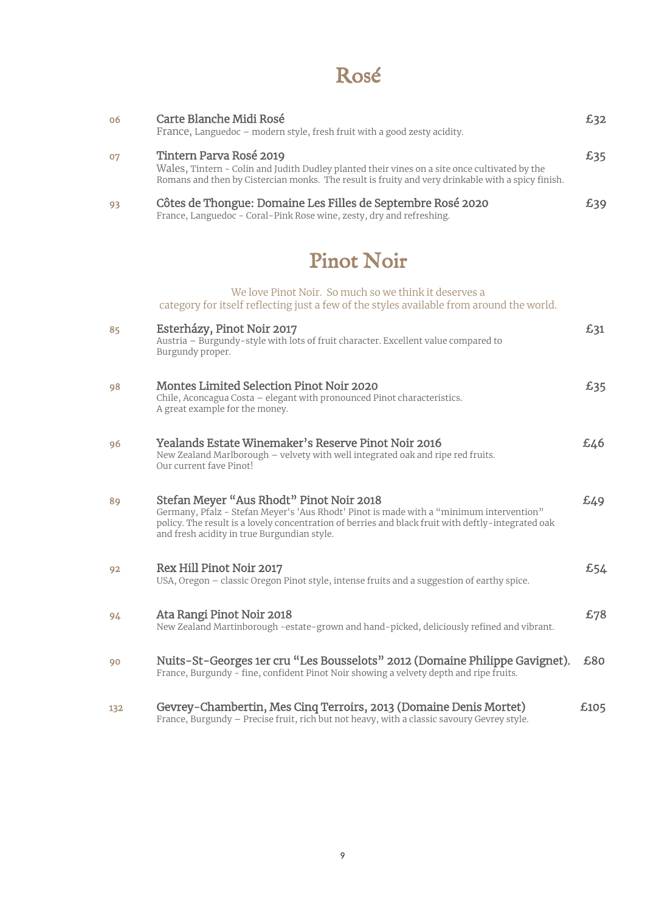# Rosé

| | | |
|---|---|---|
| 06 | **Carte Blanche Midi Rosé**<br>France, Languedoc – modern style, fresh fruit with a good zesty acidity. | £32 |
| 07 | **Tintern Parva Rosé 2019**<br>Wales, Tintern - Colin and Judith Dudley planted their vines on a site once cultivated by the Romans and then by Cistercian monks. The result is fruity and very drinkable with a spicy finish. | £35 |
| 93 | **Côtes de Thongue: Domaine Les Filles de Septembre Rosé 2020**<br>France, Languedoc - Coral-Pink Rose wine, zesty, dry and refreshing. | £39 |

# Pinot Noir

We love Pinot Noir. So much so we think it deserves a category for itself reflecting just a few of the styles available from around the world.

| | | |
|---|---|---|
| 85 | **Esterházy, Pinot Noir 2017**<br>Austria – Burgundy-style with lots of fruit character. Excellent value compared to Burgundy proper. | £31 |
| 98 | **Montes Limited Selection Pinot Noir 2020**<br>Chile, Aconcagua Costa – elegant with pronounced Pinot characteristics. A great example for the money. | £35 |
| 96 | **Yealands Estate Winemaker's Reserve Pinot Noir 2016**<br>New Zealand Marlborough – velvety with well integrated oak and ripe red fruits. Our current fave Pinot! | £46 |
| 89 | **Stefan Meyer "Aus Rhodt" Pinot Noir 2018**<br>Germany, Pfalz - Stefan Meyer's 'Aus Rhodt' Pinot is made with a "minimum intervention" policy. The result is a lovely concentration of berries and black fruit with deftly-integrated oak and fresh acidity in true Burgundian style. | £49 |
| 92 | **Rex Hill Pinot Noir 2017**<br>USA, Oregon – classic Oregon Pinot style, intense fruits and a suggestion of earthy spice. | £54 |
| 94 | **Ata Rangi Pinot Noir 2018**<br>New Zealand Martinborough -estate-grown and hand-picked, deliciously refined and vibrant. | £78 |
| 90 | **Nuits-St-Georges 1er cru "Les Bousselots" 2012 (Domaine Philippe Gavignet).**<br>France, Burgundy - fine, confident Pinot Noir showing a velvety depth and ripe fruits. | £80 |
| 132 | **Gevrey-Chambertin, Mes Cinq Terroirs, 2013 (Domaine Denis Mortet)**<br>France, Burgundy – Precise fruit, rich but not heavy, with a classic savoury Gevrey style. | £105 |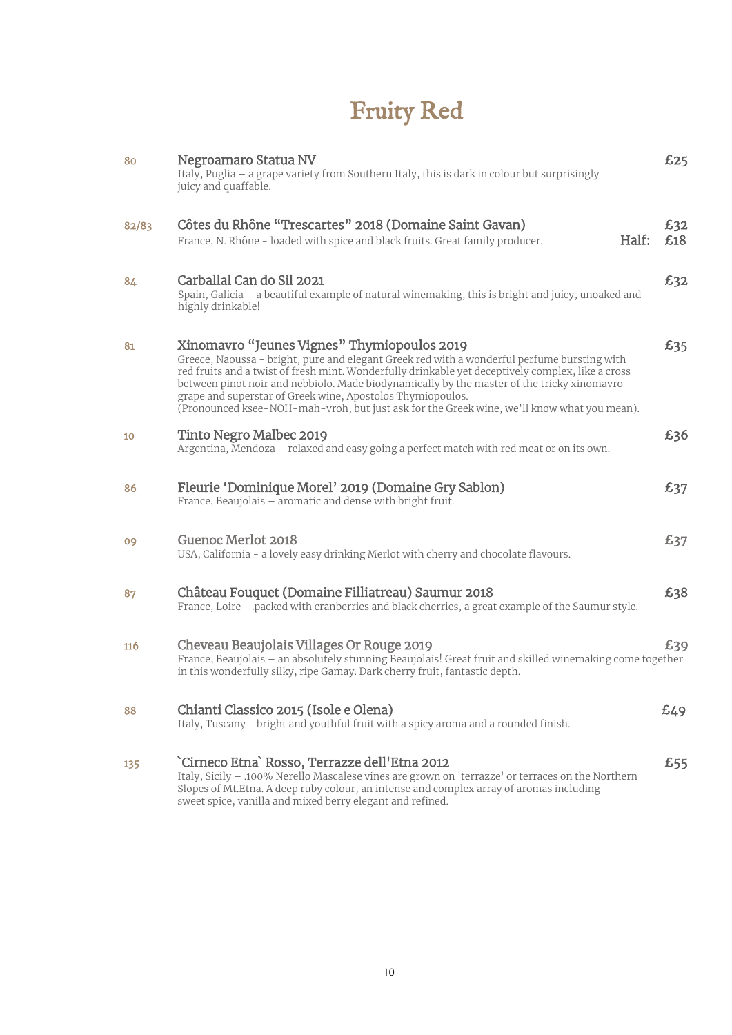# Fruity Red

**80** — **Negroamaro Statua NV** — £25
Italy, Puglia – a grape variety from Southern Italy, this is dark in colour but surprisingly juicy and quaffable.

**82/83** — **Côtes du Rhône "Trescartes" 2018 (Domaine Saint Gavan)** — £32 / Half: £18
France, N. Rhône - loaded with spice and black fruits. Great family producer.

**84** — **Carballal Can do Sil 2021** — £32
Spain, Galicia – a beautiful example of natural winemaking, this is bright and juicy, unoaked and highly drinkable!

**81** — **Xinomavro "Jeunes Vignes" Thymiopoulos 2019** — £35
Greece, Naoussa - bright, pure and elegant Greek red with a wonderful perfume bursting with red fruits and a twist of fresh mint. Wonderfully drinkable yet deceptively complex, like a cross between pinot noir and nebbiolo. Made biodynamically by the master of the tricky xinomavro grape and superstar of Greek wine, Apostolos Thymiopoulos.
(Pronounced ksee-NOH-mah-vroh, but just ask for the Greek wine, we'll know what you mean).

**10** — **Tinto Negro Malbec 2019** — £36
Argentina, Mendoza – relaxed and easy going a perfect match with red meat or on its own.

**86** — **Fleurie 'Dominique Morel' 2019 (Domaine Gry Sablon)** — £37
France, Beaujolais – aromatic and dense with bright fruit.

**09** — **Guenoc Merlot 2018** — £37
USA, California - a lovely easy drinking Merlot with cherry and chocolate flavours.

**87** — **Château Fouquet (Domaine Filliatreau) Saumur 2018** — £38
France, Loire - .packed with cranberries and black cherries, a great example of the Saumur style.

**116** — **Cheveau Beaujolais Villages Or Rouge 2019** — £39
France, Beaujolais – an absolutely stunning Beaujolais! Great fruit and skilled winemaking come together in this wonderfully silky, ripe Gamay. Dark cherry fruit, fantastic depth.

**88** — **Chianti Classico 2015 (Isole e Olena)** — £49
Italy, Tuscany - bright and youthful fruit with a spicy aroma and a rounded finish.

**135** — **`Cirneco Etna` Rosso, Terrazze dell'Etna 2012** — £55
Italy, Sicily – .100% Nerello Mascalese vines are grown on 'terrazze' or terraces on the Northern Slopes of Mt.Etna. A deep ruby colour, an intense and complex array of aromas including sweet spice, vanilla and mixed berry elegant and refined.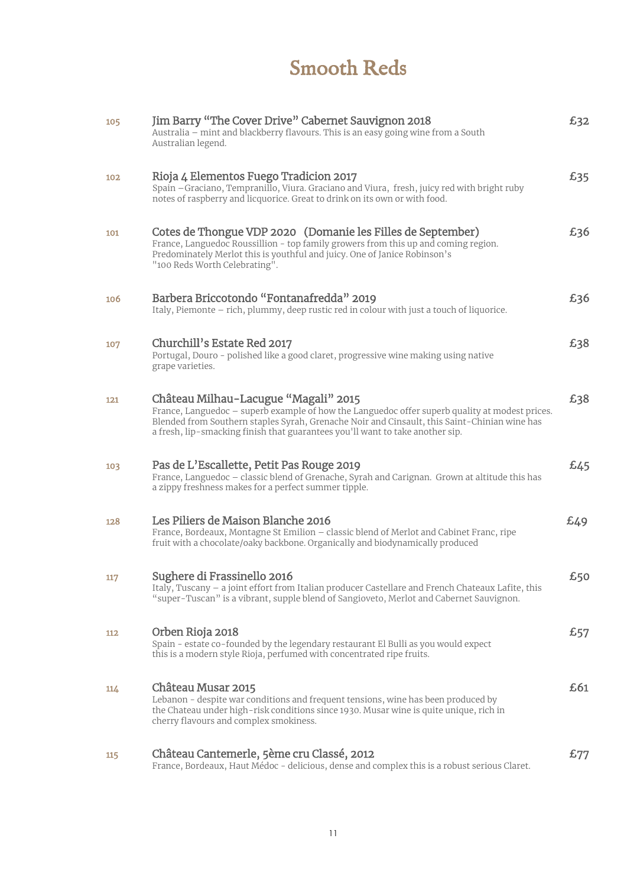# Smooth Reds

**105** **Jim Barry "The Cover Drive" Cabernet Sauvignon 2018** — £32
Australia – mint and blackberry flavours. This is an easy going wine from a South Australian legend.

**102** **Rioja 4 Elementos Fuego Tradicion 2017** — £35
Spain –Graciano, Tempranillo, Viura. Graciano and Viura, fresh, juicy red with bright ruby notes of raspberry and licquorice. Great to drink on its own or with food.

**101** **Cotes de Thongue VDP 2020 (Domanie les Filles de September)** — £36
France, Languedoc Roussillion - top family growers from this up and coming region. Predominately Merlot this is youthful and juicy. One of Janice Robinson's "100 Reds Worth Celebrating".

**106** **Barbera Briccotondo "Fontanafredda" 2019** — £36
Italy, Piemonte – rich, plummy, deep rustic red in colour with just a touch of liquorice.

**107** **Churchill's Estate Red 2017** — £38
Portugal, Douro - polished like a good claret, progressive wine making using native grape varieties.

**121** **Château Milhau-Lacugue "Magali" 2015** — £38
France, Languedoc – superb example of how the Languedoc offer superb quality at modest prices. Blended from Southern staples Syrah, Grenache Noir and Cinsault, this Saint-Chinian wine has a fresh, lip-smacking finish that guarantees you'll want to take another sip.

**103** **Pas de L'Escallette, Petit Pas Rouge 2019** — £45
France, Languedoc – classic blend of Grenache, Syrah and Carignan. Grown at altitude this has a zippy freshness makes for a perfect summer tipple.

**128** **Les Piliers de Maison Blanche 2016** — £49
France, Bordeaux, Montagne St Emilion – classic blend of Merlot and Cabinet Franc, ripe fruit with a chocolate/oaky backbone. Organically and biodynamically produced

**117** **Sughere di Frassinello 2016** — £50
Italy, Tuscany – a joint effort from Italian producer Castellare and French Chateaux Lafite, this "super-Tuscan" is a vibrant, supple blend of Sangioveto, Merlot and Cabernet Sauvignon.

**112** **Orben Rioja 2018** — £57
Spain - estate co-founded by the legendary restaurant El Bulli as you would expect this is a modern style Rioja, perfumed with concentrated ripe fruits.

**114** **Château Musar 2015** — £61
Lebanon - despite war conditions and frequent tensions, wine has been produced by the Chateau under high-risk conditions since 1930. Musar wine is quite unique, rich in cherry flavours and complex smokiness.

**115** **Château Cantemerle, 5ème cru Classé, 2012** — £77
France, Bordeaux, Haut Médoc - delicious, dense and complex this is a robust serious Claret.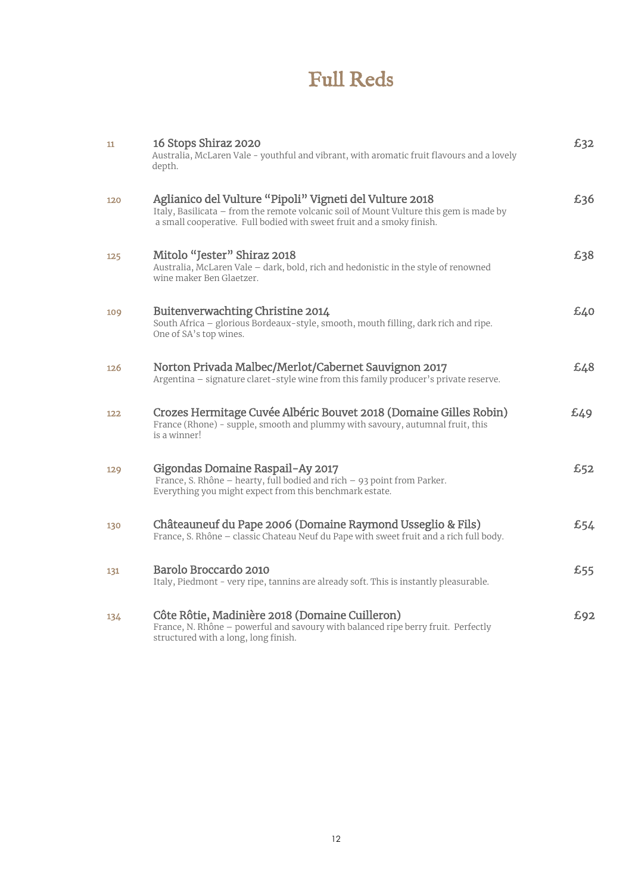# Full Reds

| | | |
|---|---|---|
| 11 | **16 Stops Shiraz 2020**<br>Australia, McLaren Vale - youthful and vibrant, with aromatic fruit flavours and a lovely depth. | £32 |
| 120 | **Aglianico del Vulture "Pipoli" Vigneti del Vulture 2018**<br>Italy, Basilicata – from the remote volcanic soil of Mount Vulture this gem is made by a small cooperative. Full bodied with sweet fruit and a smoky finish. | £36 |
| 125 | **Mitolo "Jester" Shiraz 2018**<br>Australia, McLaren Vale – dark, bold, rich and hedonistic in the style of renowned wine maker Ben Glaetzer. | £38 |
| 109 | **Buitenverwachting Christine 2014**<br>South Africa – glorious Bordeaux-style, smooth, mouth filling, dark rich and ripe. One of SA's top wines. | £40 |
| 126 | **Norton Privada Malbec/Merlot/Cabernet Sauvignon 2017**<br>Argentina – signature claret-style wine from this family producer's private reserve. | £48 |
| 122 | **Crozes Hermitage Cuvée Albéric Bouvet 2018 (Domaine Gilles Robin)**<br>France (Rhone) - supple, smooth and plummy with savoury, autumnal fruit, this is a winner! | £49 |
| 129 | **Gigondas Domaine Raspail-Ay 2017**<br>France, S. Rhône – hearty, full bodied and rich – 93 point from Parker. Everything you might expect from this benchmark estate. | £52 |
| 130 | **Châteauneuf du Pape 2006 (Domaine Raymond Usseglio & Fils)**<br>France, S. Rhône – classic Chateau Neuf du Pape with sweet fruit and a rich full body. | £54 |
| 131 | **Barolo Broccardo 2010**<br>Italy, Piedmont - very ripe, tannins are already soft. This is instantly pleasurable. | £55 |
| 134 | **Côte Rôtie, Madinière 2018 (Domaine Cuilleron)**<br>France, N. Rhône – powerful and savoury with balanced ripe berry fruit. Perfectly structured with a long, long finish. | £92 |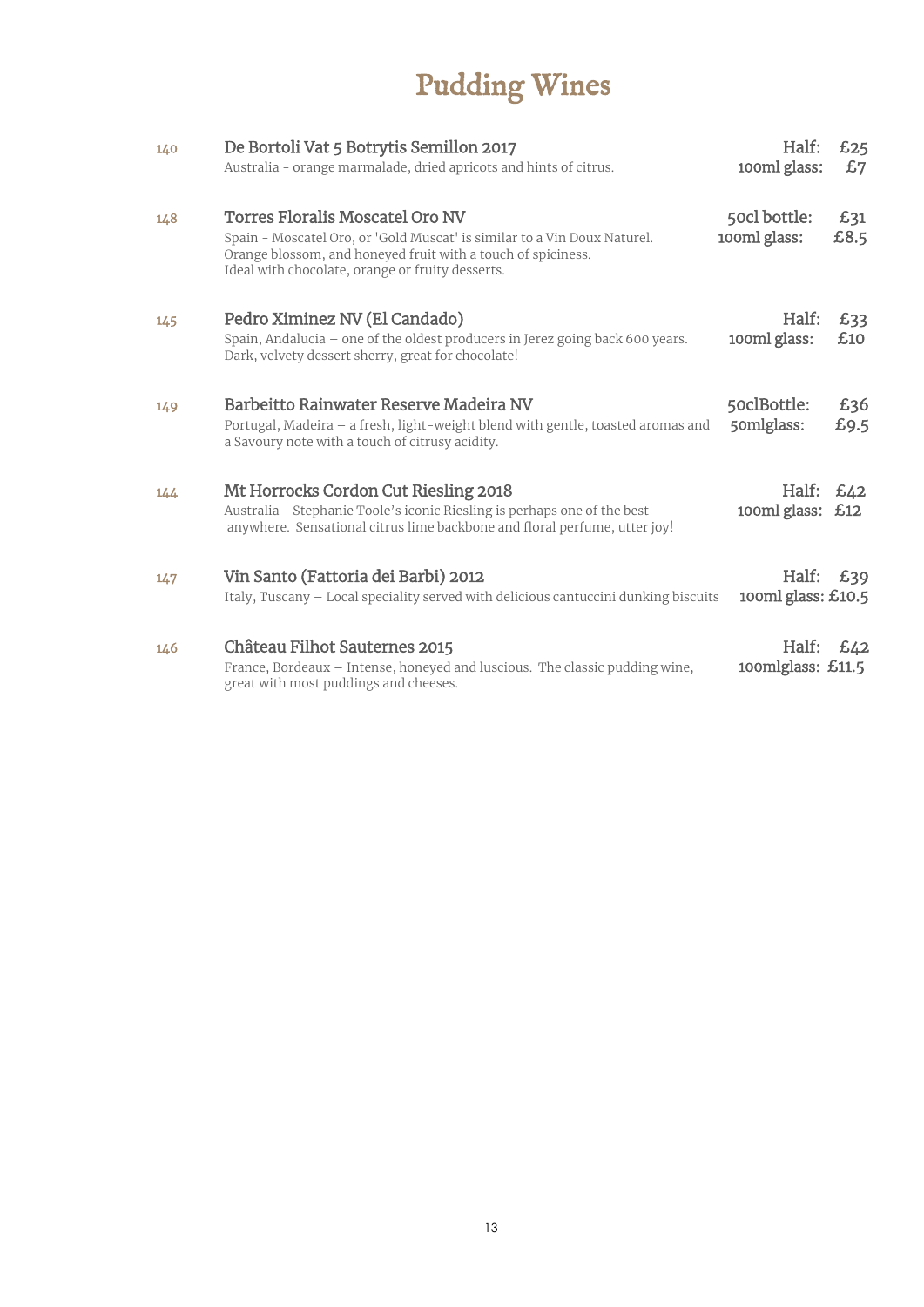# Pudding Wines

**140** **De Bortoli Vat 5 Botrytis Semillon 2017**
Australia - orange marmalade, dried apricots and hints of citrus.
Half: £25
100ml glass: £7

**148** **Torres Floralis Moscatel Oro NV**
Spain - Moscatel Oro, or 'Gold Muscat' is similar to a Vin Doux Naturel.
Orange blossom, and honeyed fruit with a touch of spiciness.
Ideal with chocolate, orange or fruity desserts.
50cl bottle: £31
100ml glass: £8.5

**145** **Pedro Ximinez NV (El Candado)**
Spain, Andalucia – one of the oldest producers in Jerez going back 600 years.
Dark, velvety dessert sherry, great for chocolate!
Half: £33
100ml glass: £10

**149** **Barbeitto Rainwater Reserve Madeira NV**
Portugal, Madeira – a fresh, light-weight blend with gentle, toasted aromas and a Savoury note with a touch of citrusy acidity.
50clBottle: £36
50mlglass: £9.5

**144** **Mt Horrocks Cordon Cut Riesling 2018**
Australia - Stephanie Toole's iconic Riesling is perhaps one of the best anywhere. Sensational citrus lime backbone and floral perfume, utter joy!
Half: £42
100ml glass: £12

**147** **Vin Santo (Fattoria dei Barbi) 2012**
Italy, Tuscany – Local speciality served with delicious cantuccini dunking biscuits
Half: £39
100ml glass: £10.5

**146** **Château Filhot Sauternes 2015**
France, Bordeaux – Intense, honeyed and luscious. The classic pudding wine, great with most puddings and cheeses.
Half: £42
100mlglass: £11.5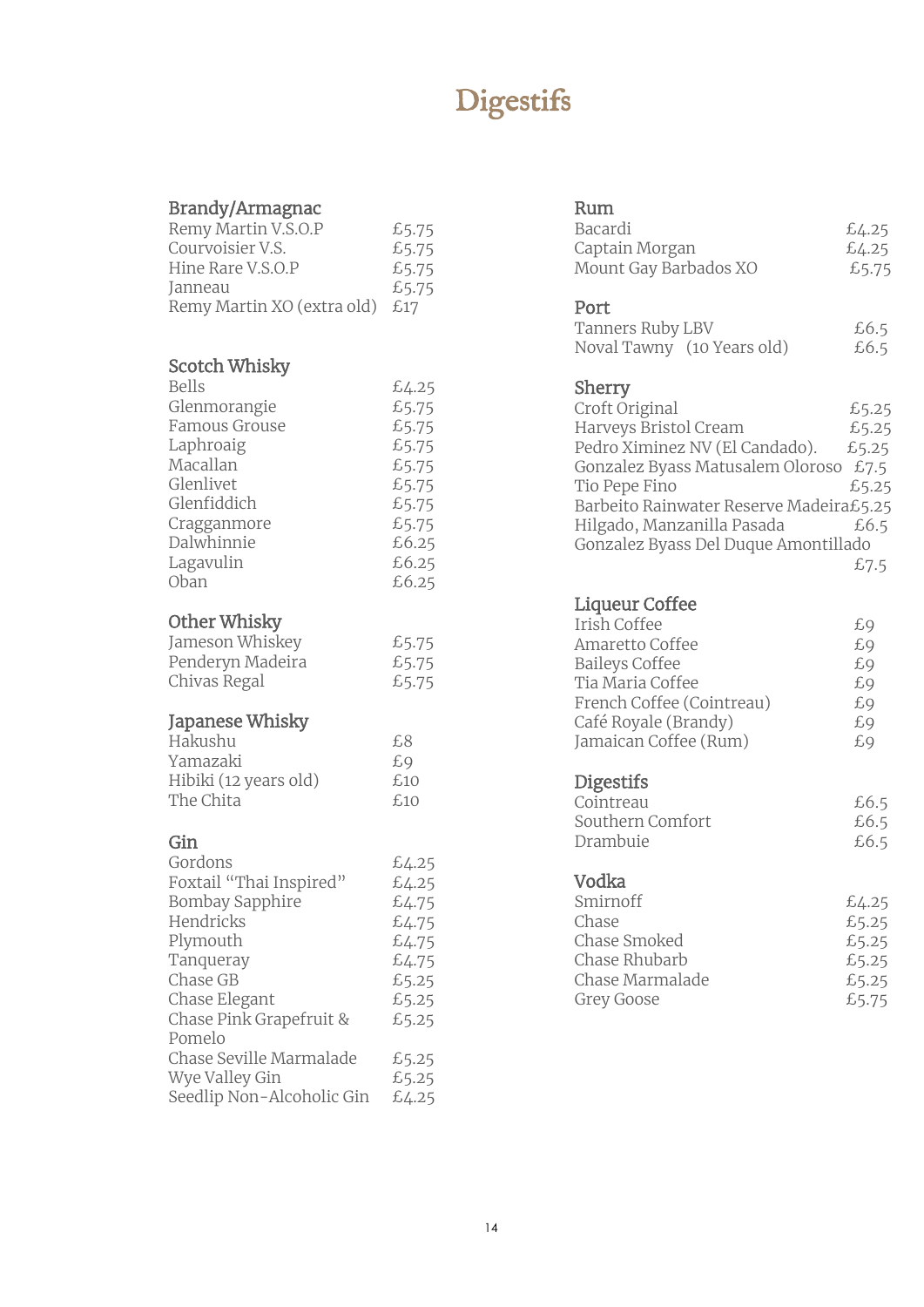# Digestifs

## Brandy/Armagnac

| | |
|---|---|
| Remy Martin V.S.O.P | £5.75 |
| Courvoisier V.S. | £5.75 |
| Hine Rare V.S.O.P | £5.75 |
| Janneau | £5.75 |
| Remy Martin XO (extra old) | £17 |

## Scotch Whisky

| | |
|---|---|
| Bells | £4.25 |
| Glenmorangie | £5.75 |
| Famous Grouse | £5.75 |
| Laphroaig | £5.75 |
| Macallan | £5.75 |
| Glenlivet | £5.75 |
| Glenfiddich | £5.75 |
| Cragganmore | £5.75 |
| Dalwhinnie | £6.25 |
| Lagavulin | £6.25 |
| Oban | £6.25 |

## Other Whisky

| | |
|---|---|
| Jameson Whiskey | £5.75 |
| Penderyn Madeira | £5.75 |
| Chivas Regal | £5.75 |

## Japanese Whisky

| | |
|---|---|
| Hakushu | £8 |
| Yamazaki | £9 |
| Hibiki (12 years old) | £10 |
| The Chita | £10 |

## Gin

| | |
|---|---|
| Gordons | £4.25 |
| Foxtail "Thai Inspired" | £4.25 |
| Bombay Sapphire | £4.75 |
| Hendricks | £4.75 |
| Plymouth | £4.75 |
| Tanqueray | £4.75 |
| Chase GB | £5.25 |
| Chase Elegant | £5.25 |
| Chase Pink Grapefruit & Pomelo | £5.25 |
| Chase Seville Marmalade | £5.25 |
| Wye Valley Gin | £5.25 |
| Seedlip Non-Alcoholic Gin | £4.25 |

## Rum

| | |
|---|---|
| Bacardi | £4.25 |
| Captain Morgan | £4.25 |
| Mount Gay Barbados XO | £5.75 |

## Port

| | |
|---|---|
| Tanners Ruby LBV | £6.5 |
| Noval Tawny (10 Years old) | £6.5 |

## Sherry

| | |
|---|---|
| Croft Original | £5.25 |
| Harveys Bristol Cream | £5.25 |
| Pedro Ximinez NV (El Candado). | £5.25 |
| Gonzalez Byass Matusalem Oloroso | £7.5 |
| Tio Pepe Fino | £5.25 |
| Barbeito Rainwater Reserve Madeira | £5.25 |
| Hilgado, Manzanilla Pasada | £6.5 |
| Gonzalez Byass Del Duque Amontillado | £7.5 |

## Liqueur Coffee

| | |
|---|---|
| Irish Coffee | £9 |
| Amaretto Coffee | £9 |
| Baileys Coffee | £9 |
| Tia Maria Coffee | £9 |
| French Coffee (Cointreau) | £9 |
| Café Royale (Brandy) | £9 |
| Jamaican Coffee (Rum) | £9 |

## Digestifs

| | |
|---|---|
| Cointreau | £6.5 |
| Southern Comfort | £6.5 |
| Drambuie | £6.5 |

## Vodka

| | |
|---|---|
| Smirnoff | £4.25 |
| Chase | £5.25 |
| Chase Smoked | £5.25 |
| Chase Rhubarb | £5.25 |
| Chase Marmalade | £5.25 |
| Grey Goose | £5.75 |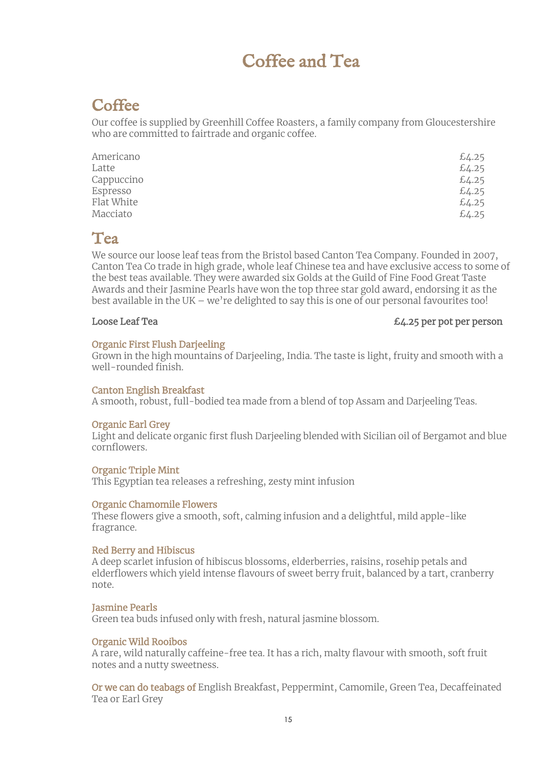# Coffee and Tea

## Coffee

Our coffee is supplied by Greenhill Coffee Roasters, a family company from Gloucestershire who are committed to fairtrade and organic coffee.

| | |
|---|---|
| Americano | £4.25 |
| Latte | £4.25 |
| Cappuccino | £4.25 |
| Espresso | £4.25 |
| Flat White | £4.25 |
| Macciato | £4.25 |

## Tea

We source our loose leaf teas from the Bristol based Canton Tea Company. Founded in 2007, Canton Tea Co trade in high grade, whole leaf Chinese tea and have exclusive access to some of the best teas available. They were awarded six Golds at the Guild of Fine Food Great Taste Awards and their Jasmine Pearls have won the top three star gold award, endorsing it as the best available in the UK – we're delighted to say this is one of our personal favourites too!

**Loose Leaf Tea** — **£4.25 per pot per person**

**Organic First Flush Darjeeling**
Grown in the high mountains of Darjeeling, India. The taste is light, fruity and smooth with a well-rounded finish.

**Canton English Breakfast**
A smooth, robust, full-bodied tea made from a blend of top Assam and Darjeeling Teas.

**Organic Earl Grey**
Light and delicate organic first flush Darjeeling blended with Sicilian oil of Bergamot and blue cornflowers.

**Organic Triple Mint**
This Egyptian tea releases a refreshing, zesty mint infusion

**Organic Chamomile Flowers**
These flowers give a smooth, soft, calming infusion and a delightful, mild apple-like fragrance.

**Red Berry and Hibiscus**
A deep scarlet infusion of hibiscus blossoms, elderberries, raisins, rosehip petals and elderflowers which yield intense flavours of sweet berry fruit, balanced by a tart, cranberry note.

**Jasmine Pearls**
Green tea buds infused only with fresh, natural jasmine blossom.

**Organic Wild Rooibos**
A rare, wild naturally caffeine-free tea. It has a rich, malty flavour with smooth, soft fruit notes and a nutty sweetness.

**Or we can do teabags of** English Breakfast, Peppermint, Camomile, Green Tea, Decaffeinated Tea or Earl Grey